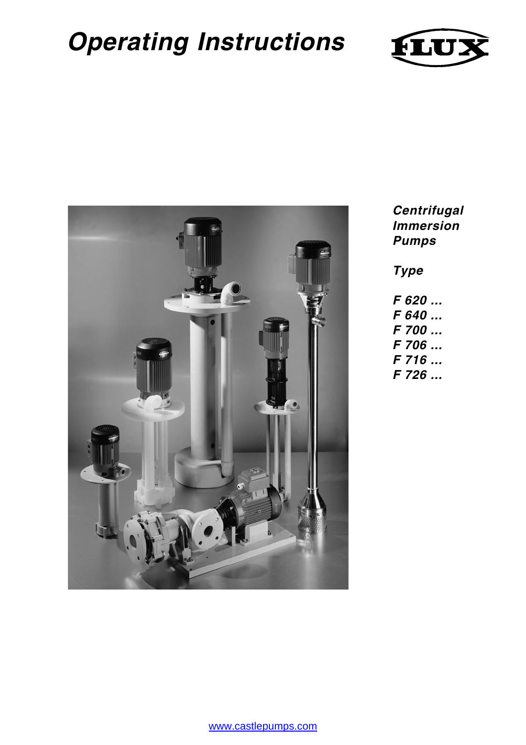# Operating Instructions

FLUX

***Centrifugal Immersion Pumps***

***Type***

***F 620 ...***
***F 640 ...***
***F 700 ...***
***F 706 ...***
***F 716 ...***
***F 726 ...***

www.castlepumps.com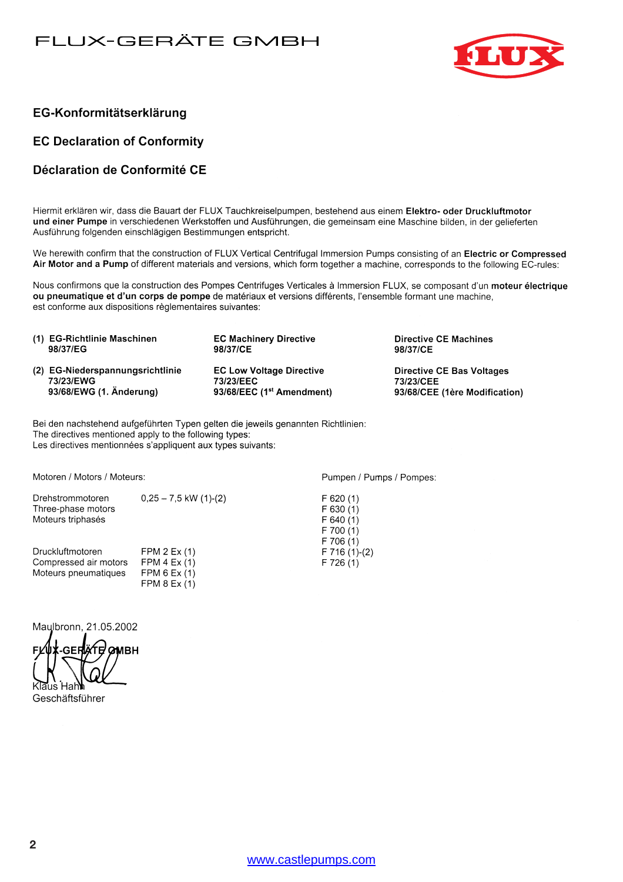FLUX-GERÄTE GMBH

## EG-Konformitätserklärung

## EC Declaration of Conformity

## Déclaration de Conformité CE

Hiermit erklären wir, dass die Bauart der FLUX Tauchkreiselpumpen, bestehend aus einem **Elektro- oder Druckluftmotor und einer Pumpe** in verschiedenen Werkstoffen und Ausführungen, die gemeinsam eine Maschine bilden, in der gelieferten Ausführung folgenden einschlägigen Bestimmungen entspricht.

We herewith confirm that the construction of FLUX Vertical Centrifugal Immersion Pumps consisting of an **Electric or Compressed Air Motor and a Pump** of different materials and versions, which form together a machine, corresponds to the following EC-rules:

Nous confirmons que la construction des Pompes Centrifuges Verticales à Immersion FLUX, se composant d'un **moteur électrique ou pneumatique et d'un corps de pompe** de matériaux et versions différents, l'ensemble formant une machine, est conforme aux dispositions règlementaires suivantes:

| | | |
|---|---|---|
| **(1) EG-Richtlinie Maschinen 98/37/EG** | **EC Machinery Directive 98/37/CE** | **Directive CE Machines 98/37/CE** |
| **(2) EG-Niederspannungsrichtlinie 73/23/EWG 93/68/EWG (1. Änderung)** | **EC Low Voltage Directive 73/23/EEC 93/68/EEC (1st Amendment)** | **Directive CE Bas Voltages 73/23/CEE 93/68/CEE (1ère Modification)** |

Bei den nachstehend aufgeführten Typen gelten die jeweils genannten Richtlinien:
The directives mentioned apply to the following types:
Les directives mentionnées s'appliquent aux types suivants:

Motoren / Motors / Moteurs:

Drehstrommotoren / Three-phase motors / Moteurs triphasés: 0,25 – 7,5 kW (1)-(2)

Druckluftmotoren / Compressed air motors / Moteurs pneumatiques:
- FPM 2 Ex (1)
- FPM 4 Ex (1)
- FPM 6 Ex (1)
- FPM 8 Ex (1)

Pumpen / Pumps / Pompes:
- F 620 (1)
- F 630 (1)
- F 640 (1)
- F 700 (1)
- F 706 (1)
- F 716 (1)-(2)
- F 726 (1)

Maulbronn, 21.05.2002

FLUX-GERÄTE GMBH

Klaus Hahn
Geschäftsführer

www.castlepumps.com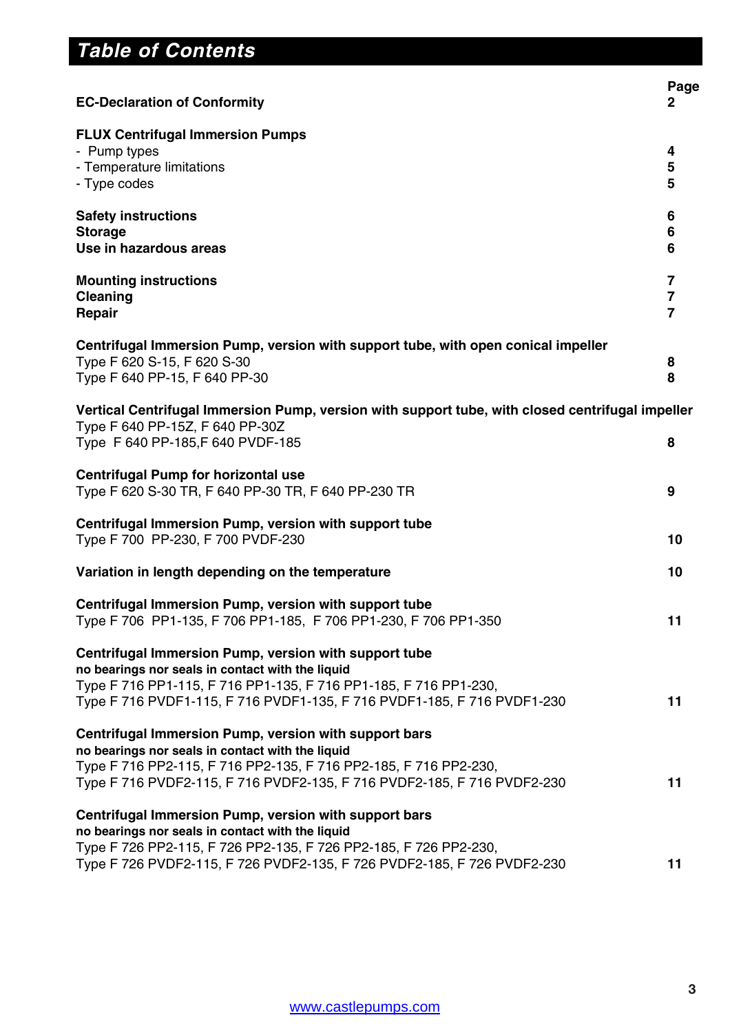# Table of Contents

| | Page |
|---|---|
| **EC-Declaration of Conformity** | **2** |
| **FLUX Centrifugal Immersion Pumps** | |
| - Pump types | **4** |
| - Temperature limitations | **5** |
| - Type codes | **5** |
| **Safety instructions** | **6** |
| **Storage** | **6** |
| **Use in hazardous areas** | **6** |
| **Mounting instructions** | **7** |
| **Cleaning** | **7** |
| **Repair** | **7** |
| **Centrifugal Immersion Pump, version with support tube, with open conical impeller** | |
| Type F 620 S-15, F 620 S-30 | **8** |
| Type F 640 PP-15, F 640 PP-30 | **8** |
| **Vertical Centrifugal Immersion Pump, version with support tube, with closed centrifugal impeller** | |
| Type F 640 PP-15Z, F 640 PP-30Z<br>Type F 640 PP-185,F 640 PVDF-185 | **8** |
| **Centrifugal Pump for horizontal use** | |
| Type F 620 S-30 TR, F 640 PP-30 TR, F 640 PP-230 TR | **9** |
| **Centrifugal Immersion Pump, version with support tube** | |
| Type F 700 PP-230, F 700 PVDF-230 | **10** |
| **Variation in length depending on the temperature** | **10** |
| **Centrifugal Immersion Pump, version with support tube** | |
| Type F 706 PP1-135, F 706 PP1-185, F 706 PP1-230, F 706 PP1-350 | **11** |
| **Centrifugal Immersion Pump, version with support tube**<br>**no bearings nor seals in contact with the liquid** | |
| Type F 716 PP1-115, F 716 PP1-135, F 716 PP1-185, F 716 PP1-230,<br>Type F 716 PVDF1-115, F 716 PVDF1-135, F 716 PVDF1-185, F 716 PVDF1-230 | **11** |
| **Centrifugal Immersion Pump, version with support bars**<br>**no bearings nor seals in contact with the liquid** | |
| Type F 716 PP2-115, F 716 PP2-135, F 716 PP2-185, F 716 PP2-230,<br>Type F 716 PVDF2-115, F 716 PVDF2-135, F 716 PVDF2-185, F 716 PVDF2-230 | **11** |
| **Centrifugal Immersion Pump, version with support bars**<br>**no bearings nor seals in contact with the liquid** | |
| Type F 726 PP2-115, F 726 PP2-135, F 726 PP2-185, F 726 PP2-230,<br>Type F 726 PVDF2-115, F 726 PVDF2-135, F 726 PVDF2-185, F 726 PVDF2-230 | **11** |

www.castlepumps.com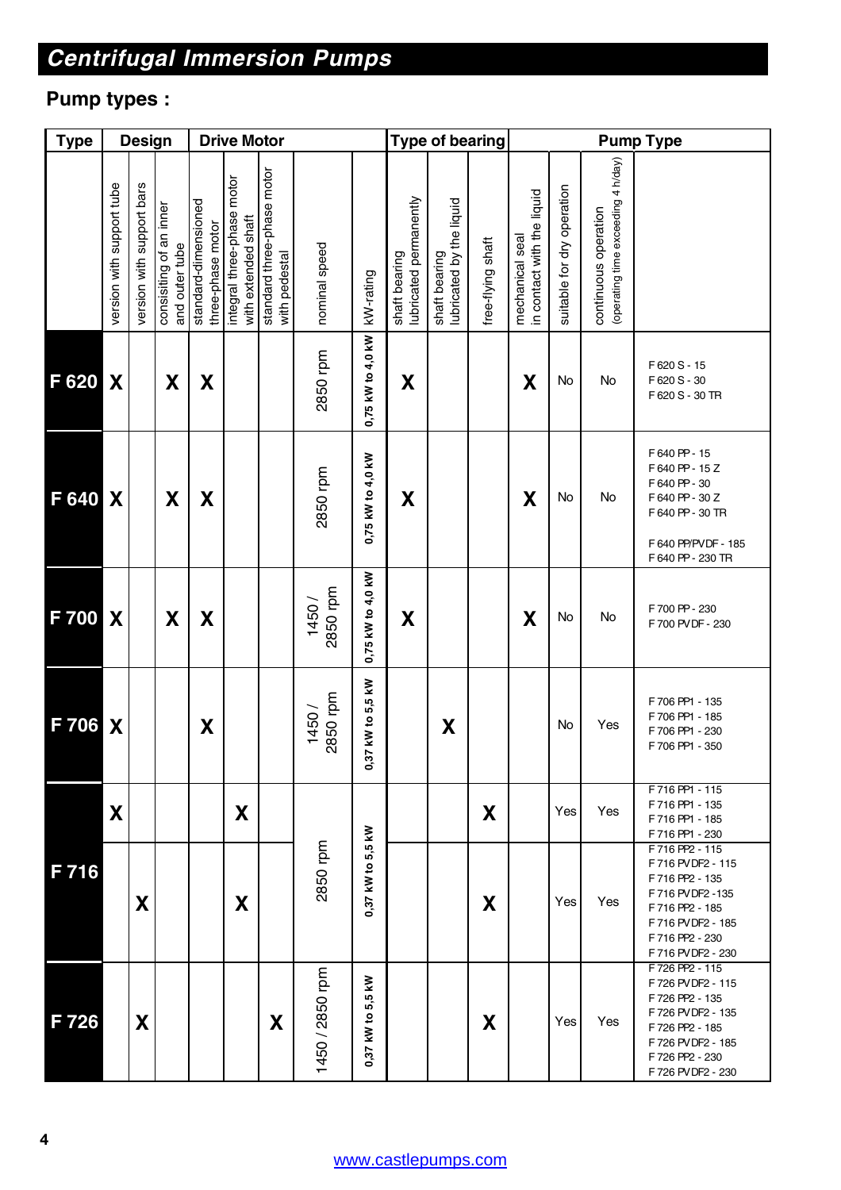# Centrifugal Immersion Pumps

## Pump types :

| Type | Design | | | Drive Motor | | | | | Type of bearing | | | Pump Type | | | |
|---|---|---|---|---|---|---|---|---|---|---|---|---|---|---|---|
| | version with support tube | version with support bars | consisiting of an inner and outer tube | standard-dimensioned three-phase motor | integral three-phase motor with extended shaft | standard three-phase motor with pedestal | nominal speed | kW-rating | shaft bearing lubricated permanently | shaft bearing lubricated by the liquid | free-flying shaft | mechanical seal in contact with the liquid | suitable for dry operation | continuous operation (operating time exceeding 4 h/day) | |
| **F 620** | X | | X | X | | | 2850 rpm | 0,75 kW to 4,0 kW | X | | | X | No | No | F 620 S - 15<br>F 620 S - 30<br>F 620 S - 30 TR |
| **F 640** | X | | X | X | | | 2850 rpm | 0,75 kW to 4,0 kW | X | | | X | No | No | F 640 PP - 15<br>F 640 PP - 15 Z<br>F 640 PP - 30<br>F 640 PP - 30 Z<br>F 640 PP - 30 TR<br><br>F 640 PP/PVDF - 185<br>F 640 PP - 230 TR |
| **F 700** | X | | X | X | | | 1450 / 2850 rpm | 0,75 kW to 4,0 kW | X | | | X | No | No | F 700 PP - 230<br>F 700 PVDF - 230 |
| **F 706** | X | | | X | | | 1450 / 2850 rpm | 0,37 kW to 5,5 kW | | X | | | No | Yes | F 706 PP1 - 135<br>F 706 PP1 - 185<br>F 706 PP1 - 230<br>F 706 PP1 - 350 |
| **F 716** | X | | | | X | | 2850 rpm | 0,37 kW to 5,5 kW | | | X | | Yes | Yes | F 716 PP1 - 115<br>F 716 PP1 - 135<br>F 716 PP1 - 185<br>F 716 PP1 - 230 |
| | | X | | | X | | | | | | X | | Yes | Yes | F 716 PP2 - 115<br>F 716 PVDF2 - 115<br>F 716 PP2 - 135<br>F 716 PVDF2 -135<br>F 716 PP2 - 185<br>F 716 PVDF2 - 185<br>F 716 PP2 - 230<br>F 716 PVDF2 - 230 |
| **F 726** | | X | | | | X | 1450 / 2850 rpm | 0,37 kW to 5,5 kW | | | X | | Yes | Yes | F 726 PP2 - 115<br>F 726 PVDF2 - 115<br>F 726 PP2 - 135<br>F 726 PVDF2 - 135<br>F 726 PP2 - 185<br>F 726 PVDF2 - 185<br>F 726 PP2 - 230<br>F 726 PVDF2 - 230 |

www.castlepumps.com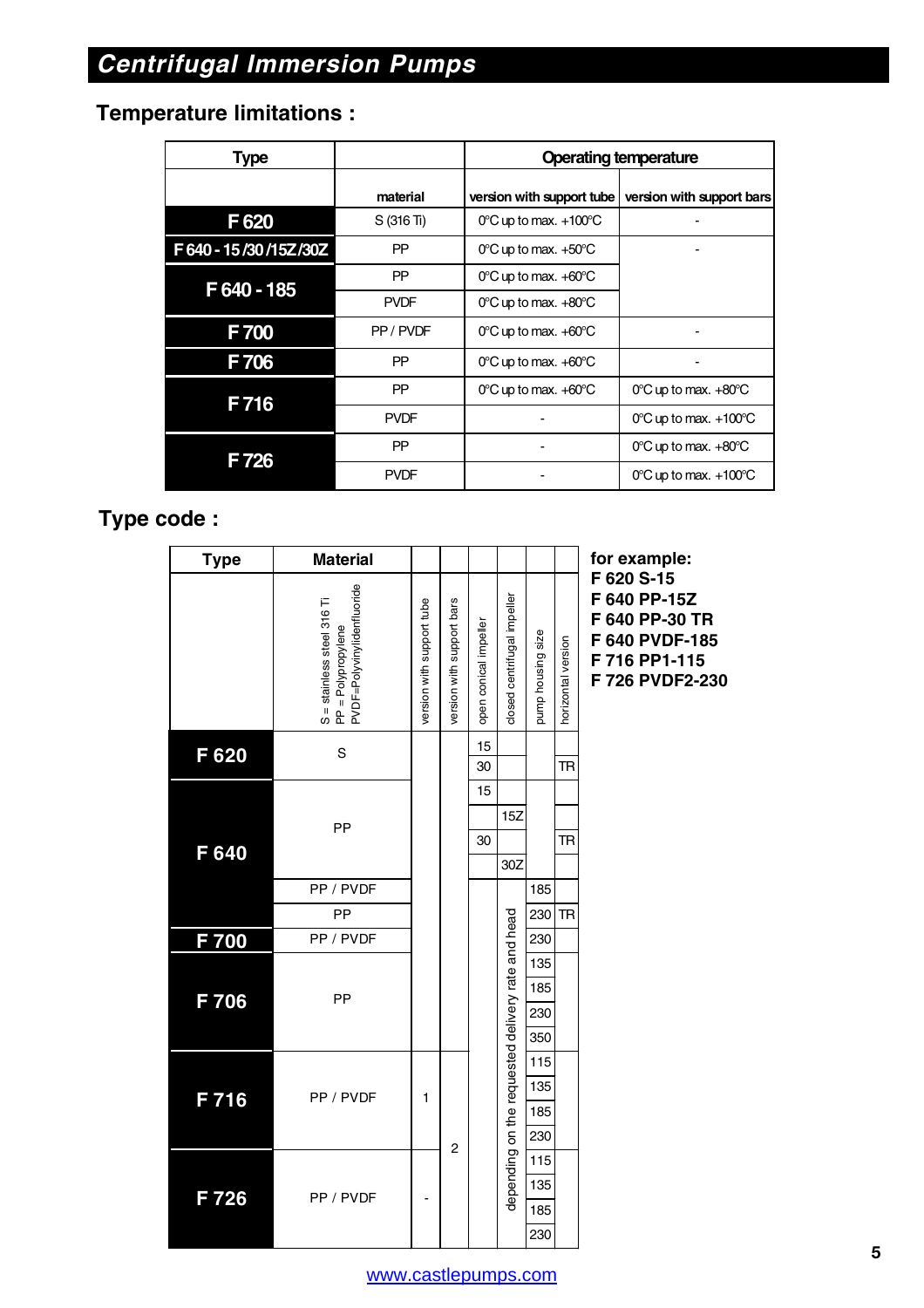# Centrifugal Immersion Pumps

## Temperature limitations :

| Type | material | Operating temperature | |
|---|---|---|---|
| | | version with support tube | version with support bars |
| F 620 | S (316 Ti) | 0°C up to max. +100°C | - |
| F 640 - 15 /30 /15Z /30Z | PP | 0°C up to max. +50°C | - |
| F 640 - 185 | PP | 0°C up to max. +60°C | |
| | PVDF | 0°C up to max. +80°C | |
| F 700 | PP / PVDF | 0°C up to max. +60°C | - |
| F 706 | PP | 0°C up to max. +60°C | - |
| F 716 | PP | 0°C up to max. +60°C | 0°C up to max. +80°C |
| | PVDF | - | 0°C up to max. +100°C |
| F 726 | PP | - | 0°C up to max. +80°C |
| | PVDF | - | 0°C up to max. +100°C |

## Type code :

| Type | Material (S = stainless steel 316 Ti; PP = Polypropylene; PVDF=Polyvinylidenfluoride) | version with support tube | version with support bars | open conical impeller | closed centrifugal impeller | pump housing size | horizontal version |
|---|---|---|---|---|---|---|---|
| F 620 | S | | | 15 | | | |
| | | | | 30 | | | TR |
| F 640 | PP | | | 15 | | | |
| | | | | | 15Z | | |
| | | | | 30 | | | TR |
| | | | | | 30Z | | |
| | PP / PVDF | | | | depending on the requested delivery rate and head | 185 | |
| | PP | | | | | 230 | TR |
| F 700 | PP / PVDF | | | | | 230 | |
| F 706 | PP | | | | | 135 | |
| | | | | | | 185 | |
| | | | | | | 230 | |
| | | | | | | 350 | |
| F 716 | PP / PVDF | 1 | 2 | | | 115 | |
| | | | | | | 135 | |
| | | | | | | 185 | |
| | | | | | | 230 | |
| F 726 | PP / PVDF | - | | | | 115 | |
| | | | | | | 135 | |
| | | | | | | 185 | |
| | | | | | | 230 | |

**for example:**
**F 620 S-15**
**F 640 PP-15Z**
**F 640 PP-30 TR**
**F 640 PVDF-185**
**F 716 PP1-115**
**F 726 PVDF2-230**

www.castlepumps.com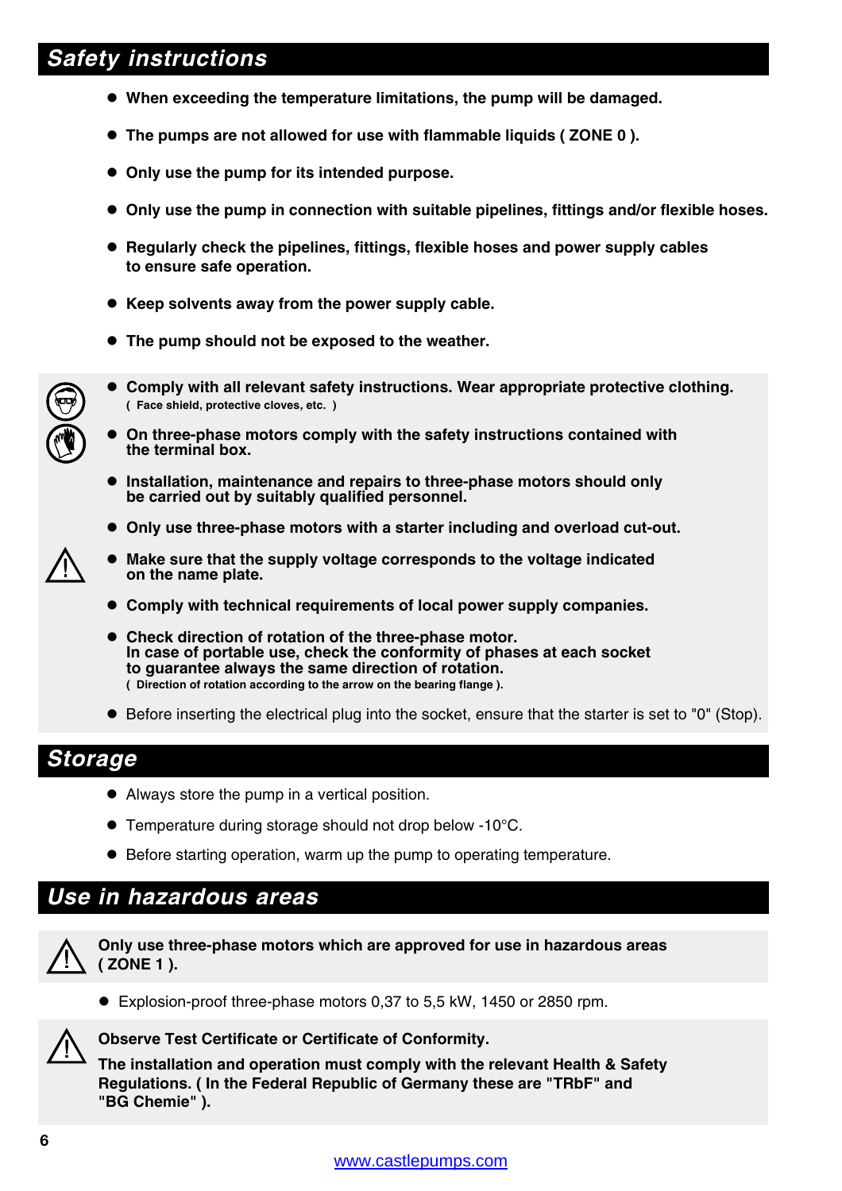## Safety instructions

- **When exceeding the temperature limitations, the pump will be damaged.**
- **The pumps are not allowed for use with flammable liquids ( ZONE 0 ).**
- **Only use the pump for its intended purpose.**
- **Only use the pump in connection with suitable pipelines, fittings and/or flexible hoses.**
- **Regularly check the pipelines, fittings, flexible hoses and power supply cables to ensure safe operation.**
- **Keep solvents away from the power supply cable.**
- **The pump should not be exposed to the weather.**

- **Comply with all relevant safety instructions. Wear appropriate protective clothing.**
  **( Face shield, protective cloves, etc. )**
- **On three-phase motors comply with the safety instructions contained with the terminal box.**
- **Installation, maintenance and repairs to three-phase motors should only be carried out by suitably qualified personnel.**
- **Only use three-phase motors with a starter including and overload cut-out.**
- **Make sure that the supply voltage corresponds to the voltage indicated on the name plate.**
- **Comply with technical requirements of local power supply companies.**
- **Check direction of rotation of the three-phase motor.**
  **In case of portable use, check the conformity of phases at each socket to guarantee always the same direction of rotation.**
  **( Direction of rotation according to the arrow on the bearing flange ).**
- Before inserting the electrical plug into the socket, ensure that the starter is set to "0" (Stop).

## Storage

- Always store the pump in a vertical position.
- Temperature during storage should not drop below -10°C.
- Before starting operation, warm up the pump to operating temperature.

## Use in hazardous areas

**Only use three-phase motors which are approved for use in hazardous areas ( ZONE 1 ).**

- Explosion-proof three-phase motors 0,37 to 5,5 kW, 1450 or 2850 rpm.

**Observe Test Certificate or Certificate of Conformity.**

**The installation and operation must comply with the relevant Health & Safety Regulations. ( In the Federal Republic of Germany these are "TRbF" and "BG Chemie" ).**

www.castlepumps.com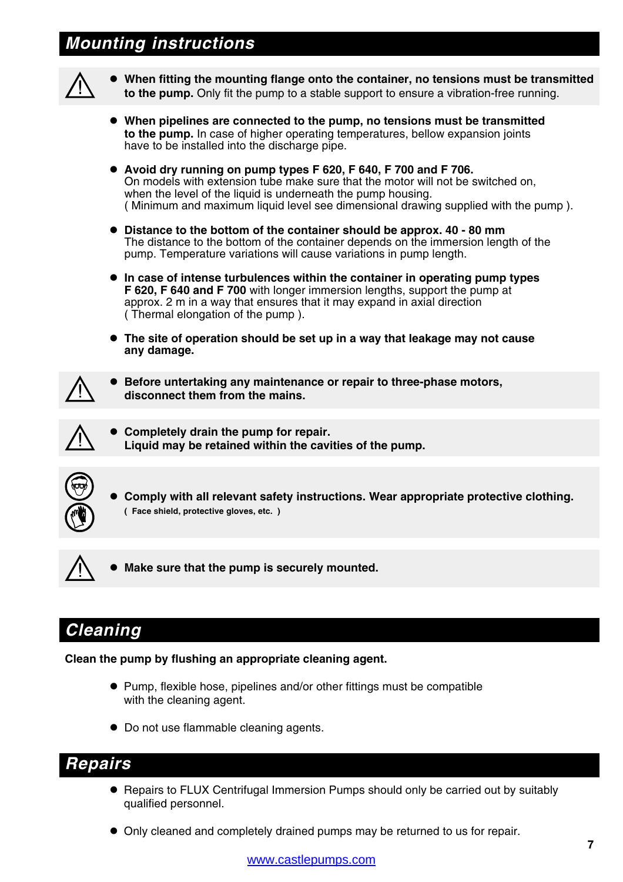# Mounting instructions

- **When fitting the mounting flange onto the container, no tensions must be transmitted to the pump.** Only fit the pump to a stable support to ensure a vibration-free running.

- **When pipelines are connected to the pump, no tensions must be transmitted to the pump.** In case of higher operating temperatures, bellow expansion joints have to be installed into the discharge pipe.

- **Avoid dry running on pump types F 620, F 640, F 700 and F 706.**
  On models with extension tube make sure that the motor will not be switched on, when the level of the liquid is underneath the pump housing.
  ( Minimum and maximum liquid level see dimensional drawing supplied with the pump ).

- **Distance to the bottom of the container should be approx. 40 - 80 mm**
  The distance to the bottom of the container depends on the immersion length of the pump. Temperature variations will cause variations in pump length.

- **In case of intense turbulences within the container in operating pump types F 620, F 640 and F 700** with longer immersion lengths, support the pump at approx. 2 m in a way that ensures that it may expand in axial direction
  ( Thermal elongation of the pump ).

- **The site of operation should be set up in a way that leakage may not cause any damage.**

- **Before untertaking any maintenance or repair to three-phase motors, disconnect them from the mains.**

- **Completely drain the pump for repair.**
  **Liquid may be retained within the cavities of the pump.**

- **Comply with all relevant safety instructions. Wear appropriate protective clothing.**
  **( Face shield, protective gloves, etc. )**

- **Make sure that the pump is securely mounted.**

# Cleaning

**Clean the pump by flushing an appropriate cleaning agent.**

- Pump, flexible hose, pipelines and/or other fittings must be compatible with the cleaning agent.

- Do not use flammable cleaning agents.

# Repairs

- Repairs to FLUX Centrifugal Immersion Pumps should only be carried out by suitably qualified personnel.

- Only cleaned and completely drained pumps may be returned to us for repair.

www.castlepumps.com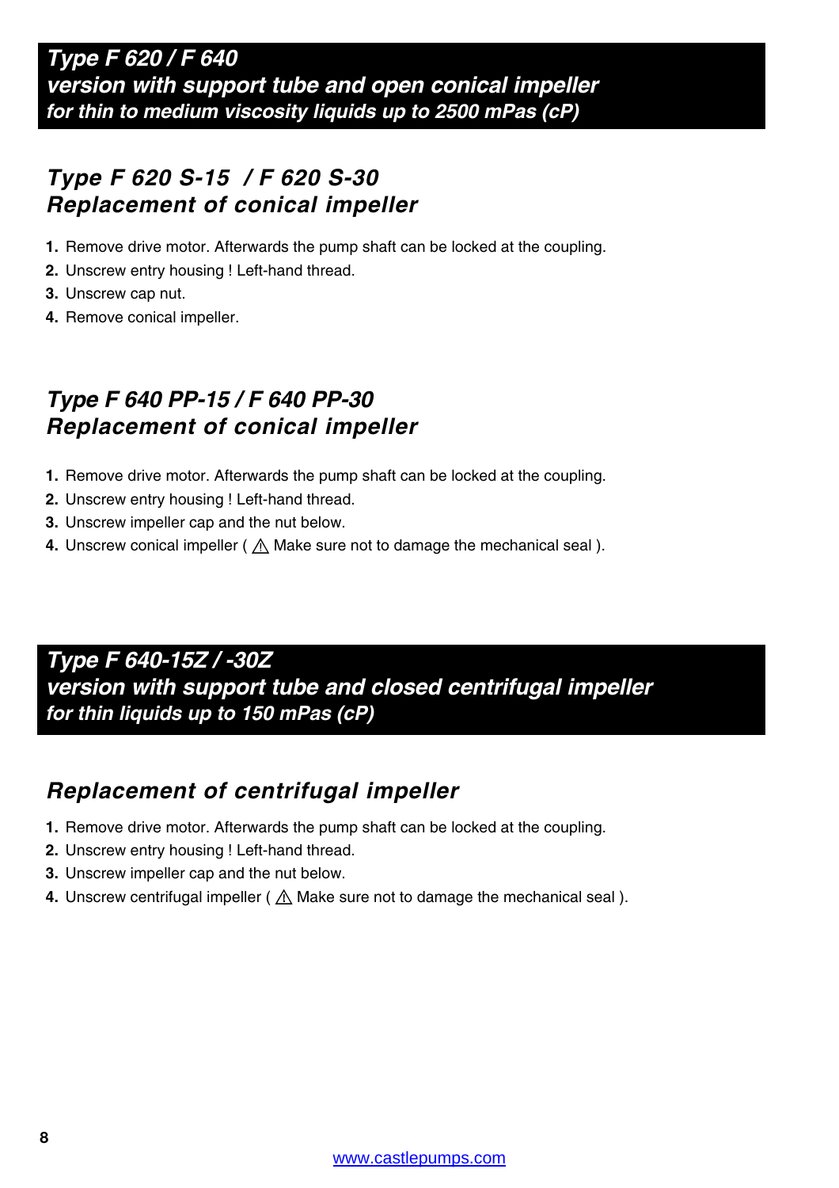## *Type F 620 / F 640*
### *version with support tube and open conical impeller*
***for thin to medium viscosity liquids up to 2500 mPas (cP)***

### *Type F 620 S-15 / F 620 S-30*
### *Replacement of conical impeller*

1. Remove drive motor. Afterwards the pump shaft can be locked at the coupling.
2. Unscrew entry housing ! Left-hand thread.
3. Unscrew cap nut.
4. Remove conical impeller.

### *Type F 640 PP-15 / F 640 PP-30*
### *Replacement of conical impeller*

1. Remove drive motor. Afterwards the pump shaft can be locked at the coupling.
2. Unscrew entry housing ! Left-hand thread.
3. Unscrew impeller cap and the nut below.
4. Unscrew conical impeller ( ⚠ Make sure not to damage the mechanical seal ).

## *Type F 640-15Z / -30Z*
### *version with support tube and closed centrifugal impeller*
***for thin liquids up to 150 mPas (cP)***

### *Replacement of centrifugal impeller*

1. Remove drive motor. Afterwards the pump shaft can be locked at the coupling.
2. Unscrew entry housing ! Left-hand thread.
3. Unscrew impeller cap and the nut below.
4. Unscrew centrifugal impeller ( ⚠ Make sure not to damage the mechanical seal ).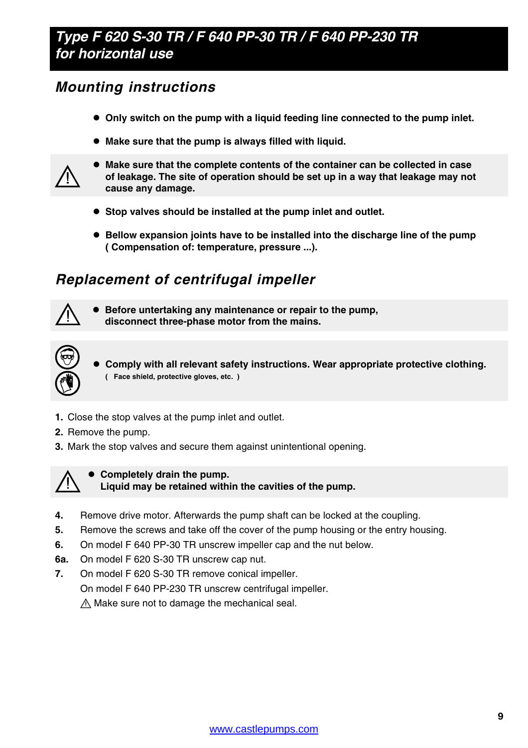# Type F 620 S-30 TR / F 640 PP-30 TR / F 640 PP-230 TR for horizontal use

## Mounting instructions

- **Only switch on the pump with a liquid feeding line connected to the pump inlet.**
- **Make sure that the pump is always filled with liquid.**
- ⚠ **Make sure that the complete contents of the container can be collected in case of leakage. The site of operation should be set up in a way that leakage may not cause any damage.**
- **Stop valves should be installed at the pump inlet and outlet.**
- **Bellow expansion joints have to be installed into the discharge line of the pump ( Compensation of: temperature, pressure ...).**

## Replacement of centrifugal impeller

- ⚠ **Before untertaking any maintenance or repair to the pump, disconnect three-phase motor from the mains.**

- **Comply with all relevant safety instructions. Wear appropriate protective clothing.**
  **( Face shield, protective gloves, etc. )**

1. Close the stop valves at the pump inlet and outlet.
2. Remove the pump.
3. Mark the stop valves and secure them against unintentional opening.

- ⚠ **Completely drain the pump.**
  **Liquid may be retained within the cavities of the pump.**

**4.** Remove drive motor. Afterwards the pump shaft can be locked at the coupling.

**5.** Remove the screws and take off the cover of the pump housing or the entry housing.

**6.** On model F 640 PP-30 TR unscrew impeller cap and the nut below.

**6a.** On model F 620 S-30 TR unscrew cap nut.

**7.** On model F 620 S-30 TR remove conical impeller.
On model F 640 PP-230 TR unscrew centrifugal impeller.
⚠ Make sure not to damage the mechanical seal.

www.castlepumps.com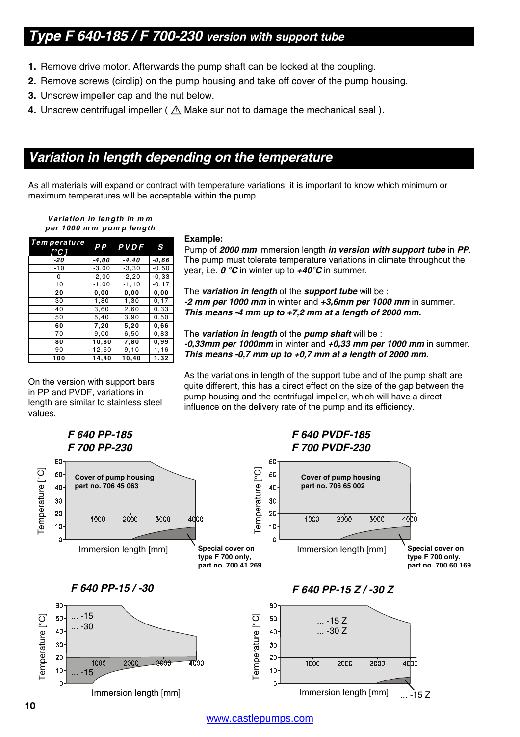## *Type F 640-185 / F 700-230 version with support tube*

1. Remove drive motor. Afterwards the pump shaft can be locked at the coupling.
2. Remove screws (circlip) on the pump housing and take off cover of the pump housing.
3. Unscrew impeller cap and the nut below.
4. Unscrew centrifugal impeller ( ⚠ Make sur not to damage the mechanical seal ).

## *Variation in length depending on the temperature*

As all materials will expand or contract with temperature variations, it is important to know which minimum or maximum temperatures will be acceptable within the pump.

***Variation in length in mm per 1000 mm pump length***

| Temperature [°C] | PP | PVDF | S |
|---|---|---|---|
| **-20** | **-4,00** | **-4,40** | **-0,66** |
| -10 | -3,00 | -3,30 | -0,50 |
| 0 | -2,00 | -2,20 | -0,33 |
| 10 | -1,00 | -1,10 | -0,17 |
| **20** | **0,00** | **0,00** | **0,00** |
| 30 | 1,80 | 1,30 | 0,17 |
| 40 | 3,60 | 2,60 | 0,33 |
| 50 | 5,40 | 3,90 | 0,50 |
| **60** | **7,20** | **5,20** | **0,66** |
| 70 | 9,00 | 6,50 | 0,83 |
| **80** | **10,80** | **7,80** | **0,99** |
| 90 | 12,60 | 9,10 | 1,16 |
| **100** | **14,40** | **10,40** | **1,32** |

On the version with support bars in PP and PVDF, variations in length are similar to stainless steel values.

**Example:**
Pump of ***2000 mm*** immersion length ***in version with support tube*** in ***PP***. The pump must tolerate temperature variations in climate throughout the year, i.e. ***0 °C*** in winter up to ***+40°C*** in summer.

The ***variation in length*** of the ***support tube*** will be :
***-2 mm per 1000 mm*** in winter and ***+3,6mm per 1000 mm*** in summer.
***This means -4 mm up to +7,2 mm at a length of 2000 mm.***

The ***variation in length*** of the ***pump shaft*** will be :
***-0,33mm per 1000mm*** in winter and ***+0,33 mm per 1000 mm*** in summer.
***This means -0,7 mm up to +0,7 mm at a length of 2000 mm.***

As the variations in length of the support tube and of the pump shaft are quite different, this has a direct effect on the size of the gap between the pump housing and the centrifugal impeller, which will have a direct influence on the delivery rate of the pump and its efficiency.

***F 640 PP-185***
***F 700 PP-230***

Temperature [°C] / Immersion length [mm]
Cover of pump housing part no. 706 45 063
**Special cover on type F 700 only, part no. 700 41 269**

***F 640 PVDF-185***
***F 700 PVDF-230***

Temperature [°C] / Immersion length [mm]
Cover of pump housing part no. 706 65 002
**Special cover on type F 700 only, part no. 700 60 169**

***F 640 PP-15 / -30***

Temperature [°C] / Immersion length [mm]
... -15
... -30
... -15

***F 640 PP-15 Z / -30 Z***

Temperature [°C] / Immersion length [mm]
... -15 Z
... -30 Z
... -15 Z

www.castlepumps.com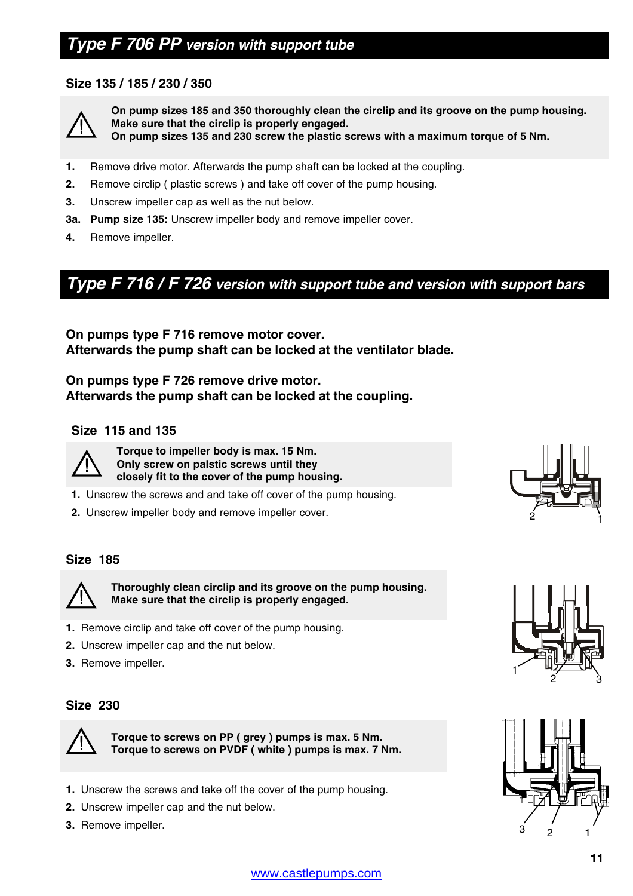## Type F 706 PP version with support tube

### Size 135 / 185 / 230 / 350

**On pump sizes 185 and 350 thoroughly clean the circlip and its groove on the pump housing.**
**Make sure that the circlip is properly engaged.**
**On pump sizes 135 and 230 screw the plastic screws with a maximum torque of 5 Nm.**

1. Remove drive motor. Afterwards the pump shaft can be locked at the coupling.
2. Remove circlip ( plastic screws ) and take off cover of the pump housing.
3. Unscrew impeller cap as well as the nut below.

3a. **Pump size 135:** Unscrew impeller body and remove impeller cover.

4. Remove impeller.

## Type F 716 / F 726 version with support tube and version with support bars

**On pumps type F 716 remove motor cover.**
**Afterwards the pump shaft can be locked at the ventilator blade.**

**On pumps type F 726 remove drive motor.**
**Afterwards the pump shaft can be locked at the coupling.**

### Size 115 and 135

**Torque to impeller body is max. 15 Nm.**
**Only screw on palstic screws until they closely fit to the cover of the pump housing.**

1. Unscrew the screws and and take off cover of the pump housing.
2. Unscrew impeller body and remove impeller cover.

2
1

### Size 185

**Thoroughly clean circlip and its groove on the pump housing.**
**Make sure that the circlip is properly engaged.**

1. Remove circlip and take off cover of the pump housing.
2. Unscrew impeller cap and the nut below.
3. Remove impeller.

1
2
3

### Size 230

**Torque to screws on PP ( grey ) pumps is max. 5 Nm.**
**Torque to screws on PVDF ( white ) pumps is max. 7 Nm.**

1. Unscrew the screws and take off the cover of the pump housing.
2. Unscrew impeller cap and the nut below.
3. Remove impeller.

3
2
1

www.castlepumps.com